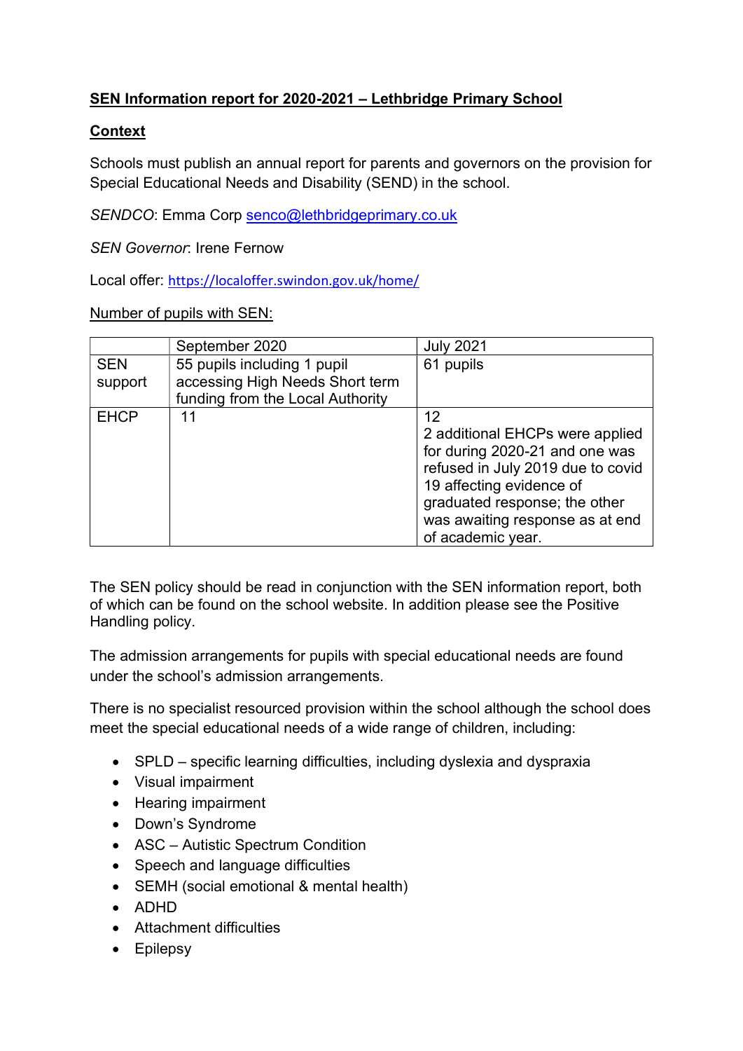# SEN Information report for 2020-2021 – Lethbridge Primary School

## Context

Schools must publish an annual report for parents and governors on the provision for Special Educational Needs and Disability (SEND) in the school.

*SENDCO*: Emma Corp senco@lethbridgeprimary.co.uk

*SEN Governor*: Irene Fernow

Local offer: https://localoffer.swindon.gov.uk/home/

Number of pupils with SEN:

| | September 2020 | July 2021 |
|---|---|---|
| SEN support | 55 pupils including 1 pupil accessing High Needs Short term funding from the Local Authority | 61 pupils |
| EHCP | 11 | 12<br>2 additional EHCPs were applied for during 2020-21 and one was refused in July 2019 due to covid 19 affecting evidence of graduated response; the other was awaiting response as at end of academic year. |

The SEN policy should be read in conjunction with the SEN information report, both of which can be found on the school website. In addition please see the Positive Handling policy.

The admission arrangements for pupils with special educational needs are found under the school's admission arrangements.

There is no specialist resourced provision within the school although the school does meet the special educational needs of a wide range of children, including:

- SPLD – specific learning difficulties, including dyslexia and dyspraxia
- Visual impairment
- Hearing impairment
- Down's Syndrome
- ASC – Autistic Spectrum Condition
- Speech and language difficulties
- SEMH (social emotional & mental health)
- ADHD
- Attachment difficulties
- Epilepsy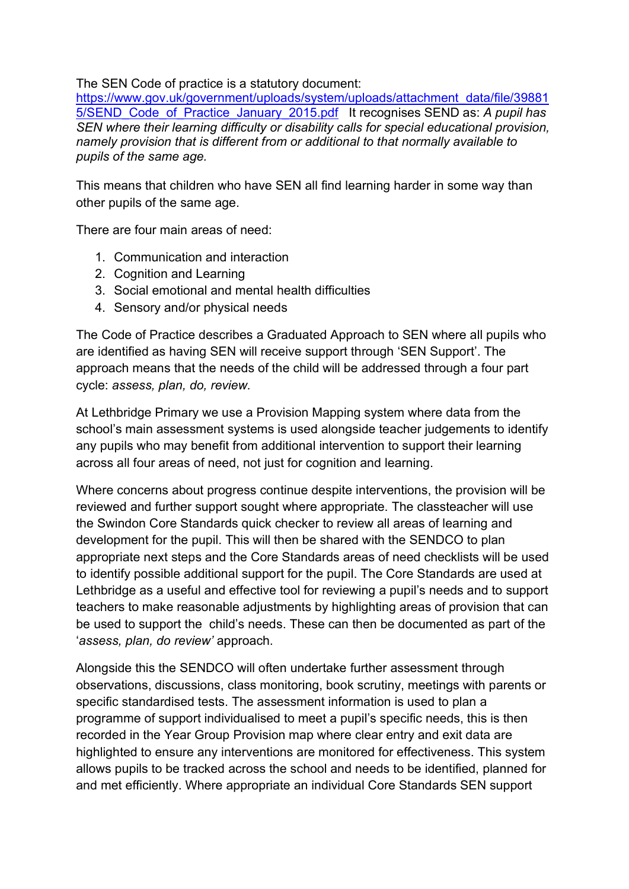The SEN Code of practice is a statutory document: [https://www.gov.uk/government/uploads/system/uploads/attachment_data/file/398815/SEND_Code_of_Practice_January_2015.pdf](https://www.gov.uk/government/uploads/system/uploads/attachment_data/file/398815/SEND_Code_of_Practice_January_2015.pdf) It recognises SEND as: *A pupil has SEN where their learning difficulty or disability calls for special educational provision, namely provision that is different from or additional to that normally available to pupils of the same age.*

This means that children who have SEN all find learning harder in some way than other pupils of the same age.

There are four main areas of need:

1. Communication and interaction
2. Cognition and Learning
3. Social emotional and mental health difficulties
4. Sensory and/or physical needs

The Code of Practice describes a Graduated Approach to SEN where all pupils who are identified as having SEN will receive support through 'SEN Support'. The approach means that the needs of the child will be addressed through a four part cycle: *assess, plan, do, review.*

At Lethbridge Primary we use a Provision Mapping system where data from the school's main assessment systems is used alongside teacher judgements to identify any pupils who may benefit from additional intervention to support their learning across all four areas of need, not just for cognition and learning.

Where concerns about progress continue despite interventions, the provision will be reviewed and further support sought where appropriate. The classteacher will use the Swindon Core Standards quick checker to review all areas of learning and development for the pupil. This will then be shared with the SENDCO to plan appropriate next steps and the Core Standards areas of need checklists will be used to identify possible additional support for the pupil. The Core Standards are used at Lethbridge as a useful and effective tool for reviewing a pupil's needs and to support teachers to make reasonable adjustments by highlighting areas of provision that can be used to support the child's needs. These can then be documented as part of the '*assess, plan, do review'* approach.

Alongside this the SENDCO will often undertake further assessment through observations, discussions, class monitoring, book scrutiny, meetings with parents or specific standardised tests. The assessment information is used to plan a programme of support individualised to meet a pupil's specific needs, this is then recorded in the Year Group Provision map where clear entry and exit data are highlighted to ensure any interventions are monitored for effectiveness. This system allows pupils to be tracked across the school and needs to be identified, planned for and met efficiently. Where appropriate an individual Core Standards SEN support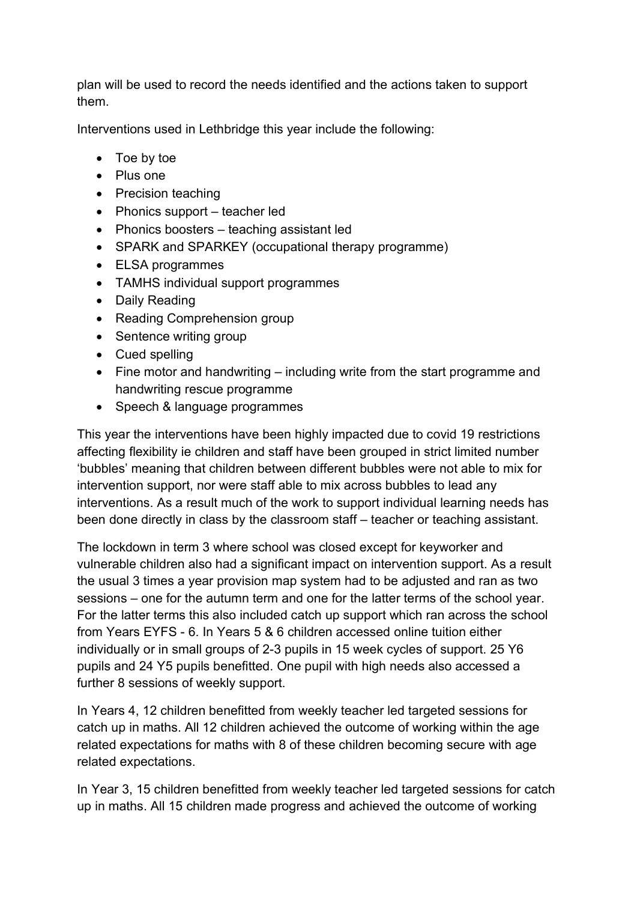plan will be used to record the needs identified and the actions taken to support them.

Interventions used in Lethbridge this year include the following:

- Toe by toe
- Plus one
- Precision teaching
- Phonics support – teacher led
- Phonics boosters – teaching assistant led
- SPARK and SPARKEY (occupational therapy programme)
- ELSA programmes
- TAMHS individual support programmes
- Daily Reading
- Reading Comprehension group
- Sentence writing group
- Cued spelling
- Fine motor and handwriting – including write from the start programme and handwriting rescue programme
- Speech & language programmes

This year the interventions have been highly impacted due to covid 19 restrictions affecting flexibility ie children and staff have been grouped in strict limited number 'bubbles' meaning that children between different bubbles were not able to mix for intervention support, nor were staff able to mix across bubbles to lead any interventions. As a result much of the work to support individual learning needs has been done directly in class by the classroom staff – teacher or teaching assistant.

The lockdown in term 3 where school was closed except for keyworker and vulnerable children also had a significant impact on intervention support. As a result the usual 3 times a year provision map system had to be adjusted and ran as two sessions – one for the autumn term and one for the latter terms of the school year. For the latter terms this also included catch up support which ran across the school from Years EYFS - 6. In Years 5 & 6 children accessed online tuition either individually or in small groups of 2-3 pupils in 15 week cycles of support. 25 Y6 pupils and 24 Y5 pupils benefitted. One pupil with high needs also accessed a further 8 sessions of weekly support.

In Years 4, 12 children benefitted from weekly teacher led targeted sessions for catch up in maths. All 12 children achieved the outcome of working within the age related expectations for maths with 8 of these children becoming secure with age related expectations.

In Year 3, 15 children benefitted from weekly teacher led targeted sessions for catch up in maths. All 15 children made progress and achieved the outcome of working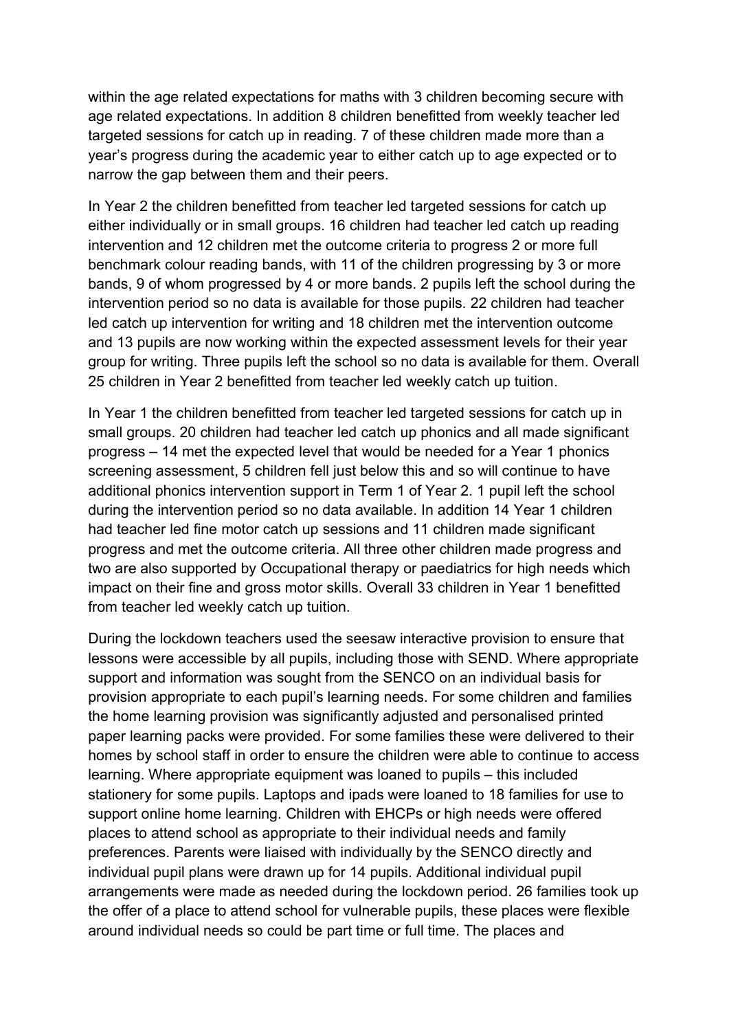within the age related expectations for maths with 3 children becoming secure with age related expectations. In addition 8 children benefitted from weekly teacher led targeted sessions for catch up in reading. 7 of these children made more than a year's progress during the academic year to either catch up to age expected or to narrow the gap between them and their peers.

In Year 2 the children benefitted from teacher led targeted sessions for catch up either individually or in small groups. 16 children had teacher led catch up reading intervention and 12 children met the outcome criteria to progress 2 or more full benchmark colour reading bands, with 11 of the children progressing by 3 or more bands, 9 of whom progressed by 4 or more bands. 2 pupils left the school during the intervention period so no data is available for those pupils. 22 children had teacher led catch up intervention for writing and 18 children met the intervention outcome and 13 pupils are now working within the expected assessment levels for their year group for writing. Three pupils left the school so no data is available for them. Overall 25 children in Year 2 benefitted from teacher led weekly catch up tuition.

In Year 1 the children benefitted from teacher led targeted sessions for catch up in small groups. 20 children had teacher led catch up phonics and all made significant progress – 14 met the expected level that would be needed for a Year 1 phonics screening assessment, 5 children fell just below this and so will continue to have additional phonics intervention support in Term 1 of Year 2. 1 pupil left the school during the intervention period so no data available. In addition 14 Year 1 children had teacher led fine motor catch up sessions and 11 children made significant progress and met the outcome criteria. All three other children made progress and two are also supported by Occupational therapy or paediatrics for high needs which impact on their fine and gross motor skills. Overall 33 children in Year 1 benefitted from teacher led weekly catch up tuition.

During the lockdown teachers used the seesaw interactive provision to ensure that lessons were accessible by all pupils, including those with SEND. Where appropriate support and information was sought from the SENCO on an individual basis for provision appropriate to each pupil's learning needs. For some children and families the home learning provision was significantly adjusted and personalised printed paper learning packs were provided. For some families these were delivered to their homes by school staff in order to ensure the children were able to continue to access learning. Where appropriate equipment was loaned to pupils – this included stationery for some pupils. Laptops and ipads were loaned to 18 families for use to support online home learning. Children with EHCPs or high needs were offered places to attend school as appropriate to their individual needs and family preferences. Parents were liaised with individually by the SENCO directly and individual pupil plans were drawn up for 14 pupils. Additional individual pupil arrangements were made as needed during the lockdown period. 26 families took up the offer of a place to attend school for vulnerable pupils, these places were flexible around individual needs so could be part time or full time. The places and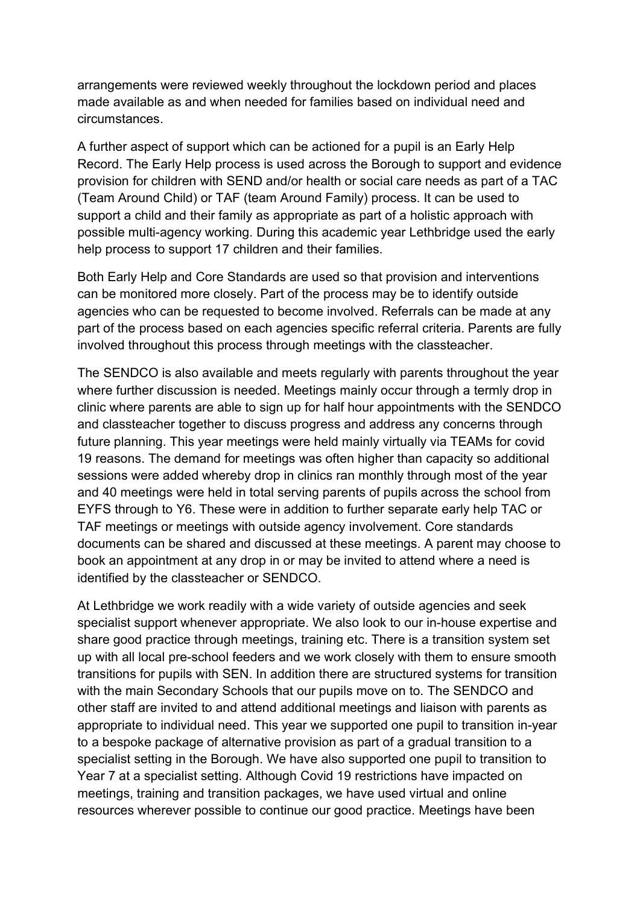arrangements were reviewed weekly throughout the lockdown period and places made available as and when needed for families based on individual need and circumstances.

A further aspect of support which can be actioned for a pupil is an Early Help Record. The Early Help process is used across the Borough to support and evidence provision for children with SEND and/or health or social care needs as part of a TAC (Team Around Child) or TAF (team Around Family) process. It can be used to support a child and their family as appropriate as part of a holistic approach with possible multi-agency working. During this academic year Lethbridge used the early help process to support 17 children and their families.

Both Early Help and Core Standards are used so that provision and interventions can be monitored more closely. Part of the process may be to identify outside agencies who can be requested to become involved. Referrals can be made at any part of the process based on each agencies specific referral criteria. Parents are fully involved throughout this process through meetings with the classteacher.

The SENDCO is also available and meets regularly with parents throughout the year where further discussion is needed. Meetings mainly occur through a termly drop in clinic where parents are able to sign up for half hour appointments with the SENDCO and classteacher together to discuss progress and address any concerns through future planning. This year meetings were held mainly virtually via TEAMs for covid 19 reasons. The demand for meetings was often higher than capacity so additional sessions were added whereby drop in clinics ran monthly through most of the year and 40 meetings were held in total serving parents of pupils across the school from EYFS through to Y6. These were in addition to further separate early help TAC or TAF meetings or meetings with outside agency involvement. Core standards documents can be shared and discussed at these meetings. A parent may choose to book an appointment at any drop in or may be invited to attend where a need is identified by the classteacher or SENDCO.

At Lethbridge we work readily with a wide variety of outside agencies and seek specialist support whenever appropriate. We also look to our in-house expertise and share good practice through meetings, training etc. There is a transition system set up with all local pre-school feeders and we work closely with them to ensure smooth transitions for pupils with SEN. In addition there are structured systems for transition with the main Secondary Schools that our pupils move on to. The SENDCO and other staff are invited to and attend additional meetings and liaison with parents as appropriate to individual need. This year we supported one pupil to transition in-year to a bespoke package of alternative provision as part of a gradual transition to a specialist setting in the Borough. We have also supported one pupil to transition to Year 7 at a specialist setting. Although Covid 19 restrictions have impacted on meetings, training and transition packages, we have used virtual and online resources wherever possible to continue our good practice. Meetings have been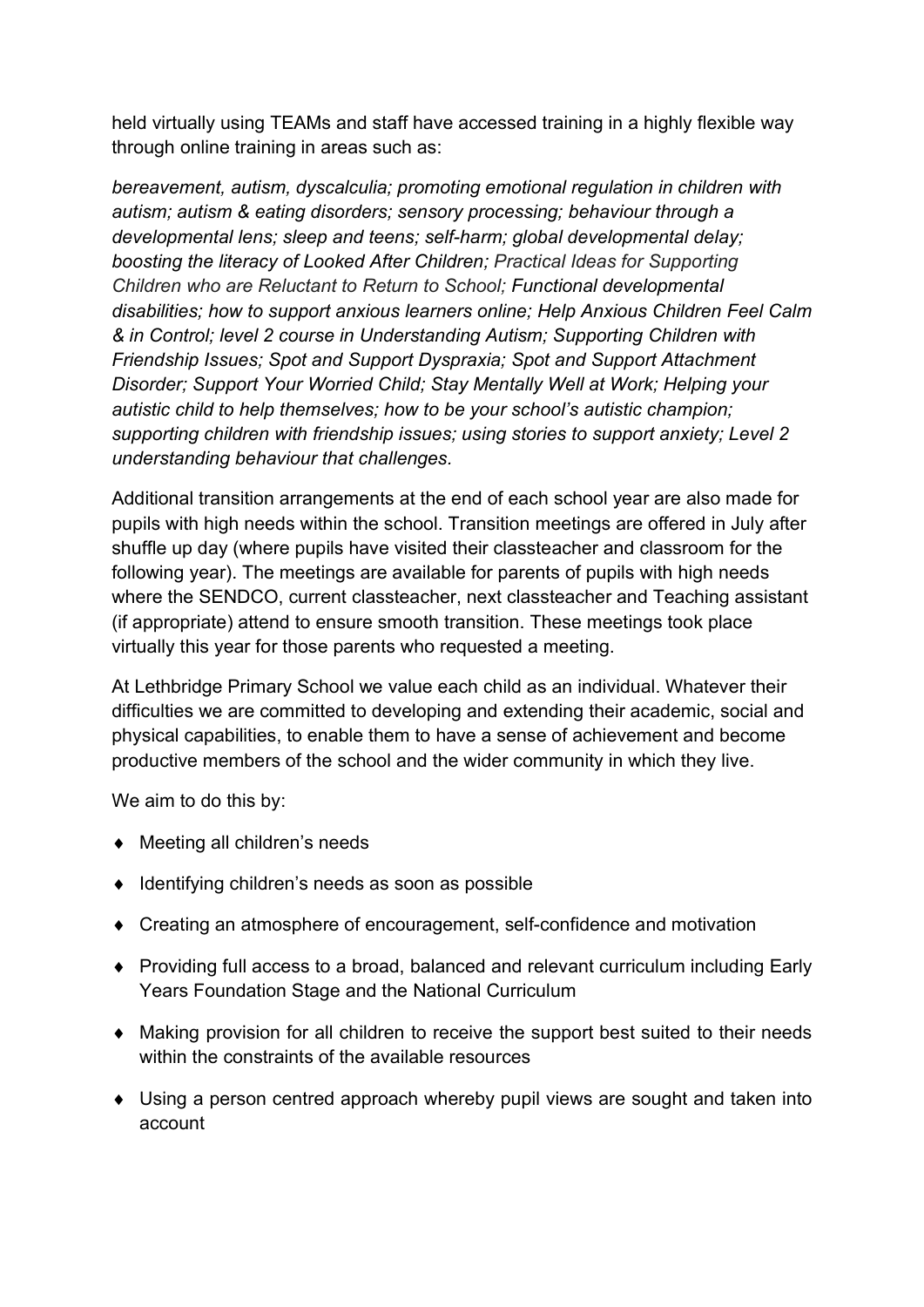held virtually using TEAMs and staff have accessed training in a highly flexible way through online training in areas such as:

*bereavement, autism, dyscalculia; promoting emotional regulation in children with autism; autism & eating disorders; sensory processing; behaviour through a developmental lens; sleep and teens; self-harm; global developmental delay; boosting the literacy of Looked After Children; Practical Ideas for Supporting Children who are Reluctant to Return to School; Functional developmental disabilities; how to support anxious learners online; Help Anxious Children Feel Calm & in Control; level 2 course in Understanding Autism; Supporting Children with Friendship Issues; Spot and Support Dyspraxia; Spot and Support Attachment Disorder; Support Your Worried Child; Stay Mentally Well at Work; Helping your autistic child to help themselves; how to be your school's autistic champion; supporting children with friendship issues; using stories to support anxiety; Level 2 understanding behaviour that challenges.*

Additional transition arrangements at the end of each school year are also made for pupils with high needs within the school. Transition meetings are offered in July after shuffle up day (where pupils have visited their classteacher and classroom for the following year). The meetings are available for parents of pupils with high needs where the SENDCO, current classteacher, next classteacher and Teaching assistant (if appropriate) attend to ensure smooth transition. These meetings took place virtually this year for those parents who requested a meeting.

At Lethbridge Primary School we value each child as an individual. Whatever their difficulties we are committed to developing and extending their academic, social and physical capabilities, to enable them to have a sense of achievement and become productive members of the school and the wider community in which they live.

We aim to do this by:

- Meeting all children's needs
- Identifying children's needs as soon as possible
- Creating an atmosphere of encouragement, self-confidence and motivation
- Providing full access to a broad, balanced and relevant curriculum including Early Years Foundation Stage and the National Curriculum
- Making provision for all children to receive the support best suited to their needs within the constraints of the available resources
- Using a person centred approach whereby pupil views are sought and taken into account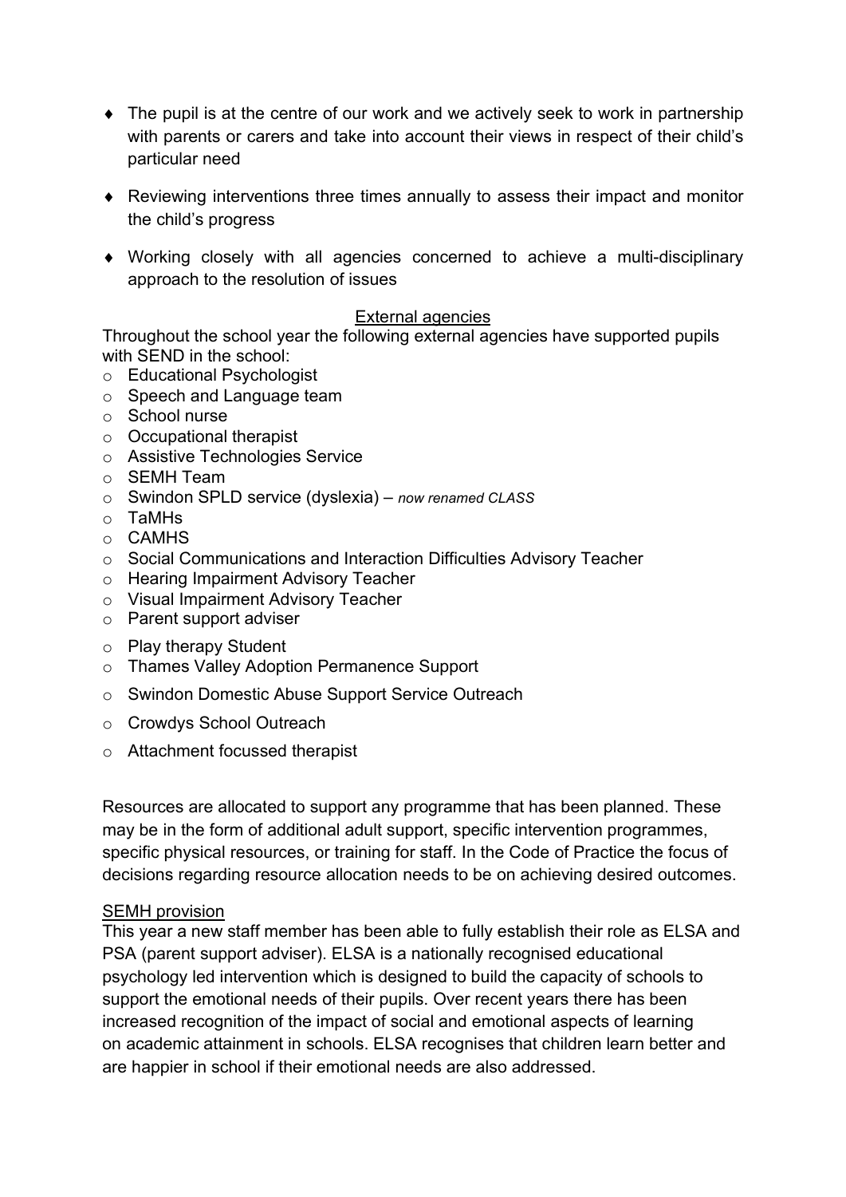- The pupil is at the centre of our work and we actively seek to work in partnership with parents or carers and take into account their views in respect of their child's particular need
- Reviewing interventions three times annually to assess their impact and monitor the child's progress
- Working closely with all agencies concerned to achieve a multi-disciplinary approach to the resolution of issues

## External agencies

Throughout the school year the following external agencies have supported pupils with SEND in the school:

- Educational Psychologist
- Speech and Language team
- School nurse
- Occupational therapist
- Assistive Technologies Service
- SEMH Team
- Swindon SPLD service (dyslexia) – *now renamed CLASS*
- TaMHs
- CAMHS
- Social Communications and Interaction Difficulties Advisory Teacher
- Hearing Impairment Advisory Teacher
- Visual Impairment Advisory Teacher
- Parent support adviser
- Play therapy Student
- Thames Valley Adoption Permanence Support
- Swindon Domestic Abuse Support Service Outreach
- Crowdys School Outreach
- Attachment focussed therapist

Resources are allocated to support any programme that has been planned. These may be in the form of additional adult support, specific intervention programmes, specific physical resources, or training for staff. In the Code of Practice the focus of decisions regarding resource allocation needs to be on achieving desired outcomes.

## SEMH provision

This year a new staff member has been able to fully establish their role as ELSA and PSA (parent support adviser). ELSA is a nationally recognised educational psychology led intervention which is designed to build the capacity of schools to support the emotional needs of their pupils. Over recent years there has been increased recognition of the impact of social and emotional aspects of learning on academic attainment in schools. ELSA recognises that children learn better and are happier in school if their emotional needs are also addressed.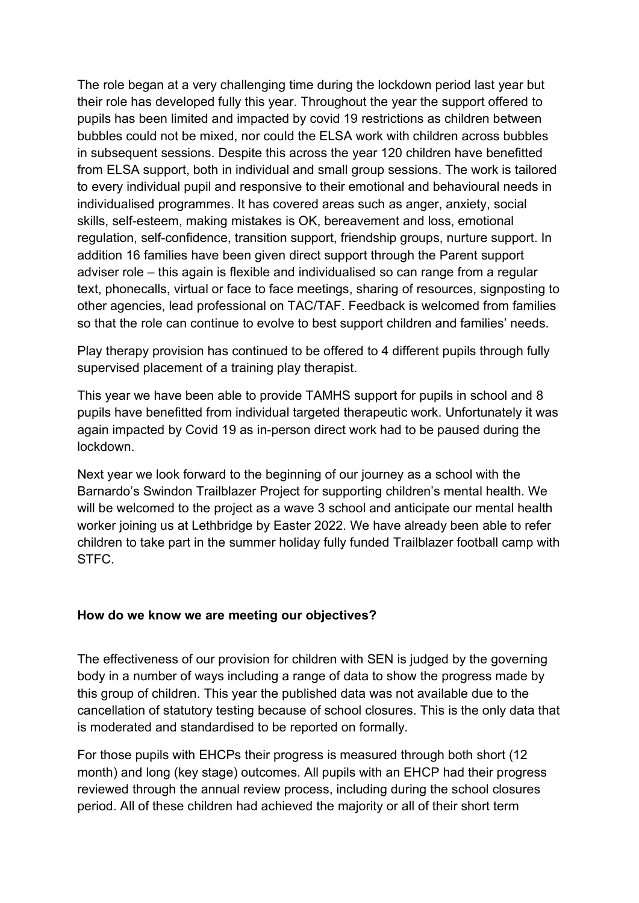The role began at a very challenging time during the lockdown period last year but their role has developed fully this year. Throughout the year the support offered to pupils has been limited and impacted by covid 19 restrictions as children between bubbles could not be mixed, nor could the ELSA work with children across bubbles in subsequent sessions. Despite this across the year 120 children have benefitted from ELSA support, both in individual and small group sessions. The work is tailored to every individual pupil and responsive to their emotional and behavioural needs in individualised programmes. It has covered areas such as anger, anxiety, social skills, self-esteem, making mistakes is OK, bereavement and loss, emotional regulation, self-confidence, transition support, friendship groups, nurture support. In addition 16 families have been given direct support through the Parent support adviser role – this again is flexible and individualised so can range from a regular text, phonecalls, virtual or face to face meetings, sharing of resources, signposting to other agencies, lead professional on TAC/TAF. Feedback is welcomed from families so that the role can continue to evolve to best support children and families' needs.

Play therapy provision has continued to be offered to 4 different pupils through fully supervised placement of a training play therapist.

This year we have been able to provide TAMHS support for pupils in school and 8 pupils have benefitted from individual targeted therapeutic work. Unfortunately it was again impacted by Covid 19 as in-person direct work had to be paused during the lockdown.

Next year we look forward to the beginning of our journey as a school with the Barnardo's Swindon Trailblazer Project for supporting children's mental health. We will be welcomed to the project as a wave 3 school and anticipate our mental health worker joining us at Lethbridge by Easter 2022. We have already been able to refer children to take part in the summer holiday fully funded Trailblazer football camp with STFC.

**How do we know we are meeting our objectives?**

The effectiveness of our provision for children with SEN is judged by the governing body in a number of ways including a range of data to show the progress made by this group of children. This year the published data was not available due to the cancellation of statutory testing because of school closures. This is the only data that is moderated and standardised to be reported on formally.

For those pupils with EHCPs their progress is measured through both short (12 month) and long (key stage) outcomes. All pupils with an EHCP had their progress reviewed through the annual review process, including during the school closures period. All of these children had achieved the majority or all of their short term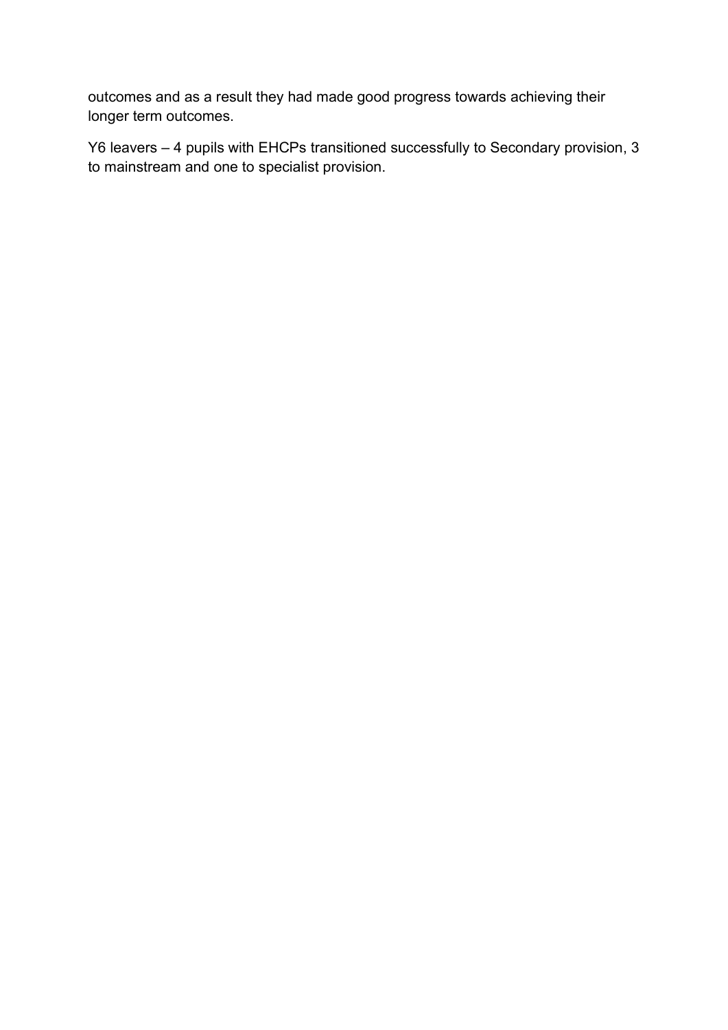outcomes and as a result they had made good progress towards achieving their longer term outcomes.

Y6 leavers – 4 pupils with EHCPs transitioned successfully to Secondary provision, 3 to mainstream and one to specialist provision.